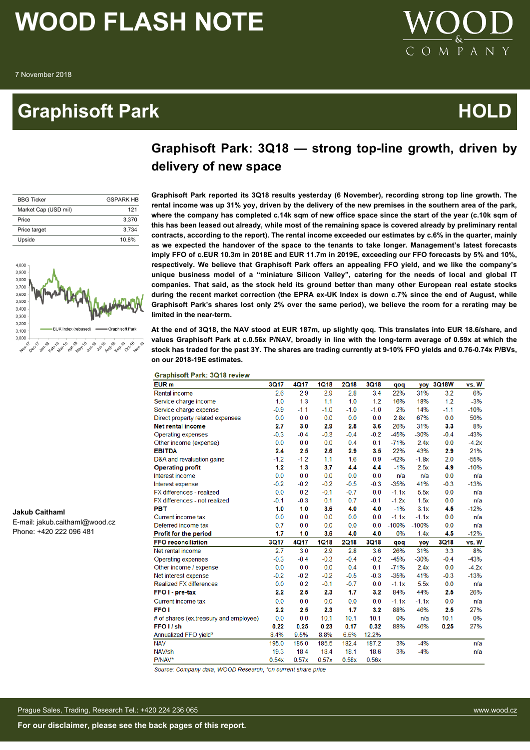# WOOD FLASH NOTE

7 November 2018

## Graphisoft Park — HOLD

| BBG Ticker | GSPARK HB |
|---|---|
| Market Cap (USD mil) | 121 |
| Price | 3,370 |
| Price target | 3,734 |
| Upside | 10.8% |

**Jakub Caithaml**
E-mail: jakub.caithaml@wood.cz
Phone: +420 222 096 481

### Graphisoft Park: 3Q18 — strong top-line growth, driven by delivery of new space

**Graphisoft Park reported its 3Q18 results yesterday (6 November), recording strong top line growth. The rental income was up 31% yoy, driven by the delivery of the new premises in the southern area of the park, where the company has completed c.14k sqm of new office space since the start of the year (c.10k sqm of this has been leased out already, while most of the remaining space is covered already by preliminary rental contracts, according to the report). The rental income exceeded our estimates by c.6% in the quarter, mainly as we expected the handover of the space to the tenants to take longer. Management's latest forecasts imply FFO of c.EUR 10.3m in 2018E and EUR 11.7m in 2019E, exceeding our FFO forecasts by 5% and 10%, respectively. We believe that Graphisoft Park offers an appealing FFO yield, and we like the company's unique business model of a "miniature Silicon Valley", catering for the needs of local and global IT companies. That said, as the stock held its ground better than many other European real estate stocks during the recent market correction (the EPRA ex-UK Index is down c.7% since the end of August, while Graphisoft Park's shares lost only 2% over the same period), we believe the room for a rerating may be limited in the near-term.**

**At the end of 3Q18, the NAV stood at EUR 187m, up slightly qoq. This translates into EUR 18.6/share, and values Graphisoft Park at c.0.56x P/NAV, broadly in line with the long-term average of 0.59x at which the stock has traded for the past 3Y. The shares are trading currently at 9-10% FFO yields and 0.76-0.74x P/BVs, on our 2018-19E estimates.**

**Graphisoft Park: 3Q18 review**

| EUR m | 3Q17 | 4Q17 | 1Q18 | 2Q18 | 3Q18 | qoq | yoy | 3Q18W | vs. W |
|---|---|---|---|---|---|---|---|---|---|
| Rental income | 2.6 | 2.9 | 2.9 | 2.8 | 3.4 | 22% | 31% | 3.2 | 6% |
| Service charge income | 1.0 | 1.3 | 1.1 | 1.0 | 1.2 | 16% | 18% | 1.2 | -3% |
| Service charge expense | -0.9 | -1.1 | -1.0 | -1.0 | -1.0 | 2% | 14% | -1.1 | -10% |
| Direct property related expenses | 0.0 | 0.0 | 0.0 | 0.0 | 0.0 | 2.8x | 67% | 0.0 | 50% |
| **Net rental income** | **2.7** | **3.0** | **2.9** | **2.8** | **3.6** | 26% | 31% | **3.3** | 8% |
| Operating expenses | -0.3 | -0.4 | -0.3 | -0.4 | -0.2 | -45% | -30% | -0.4 | -43% |
| Other income (expense) | 0.0 | 0.0 | 0.0 | 0.4 | 0.1 | -71% | 2.4x | 0.0 | -4.2x |
| **EBITDA** | **2.4** | **2.5** | **2.6** | **2.9** | **3.5** | 22% | 43% | **2.9** | 21% |
| D&A and revaluation gains | -1.2 | -1.2 | 1.1 | 1.6 | 0.9 | -42% | -1.8x | 2.0 | -55% |
| **Operating profit** | **1.2** | **1.3** | **3.7** | **4.4** | **4.4** | -1% | 2.5x | **4.9** | -10% |
| Interest income | 0.0 | 0.0 | 0.0 | 0.0 | 0.0 | n/a | n/a | 0.0 | n/a |
| Interest expense | -0.2 | -0.2 | -0.2 | -0.5 | -0.3 | -35% | 41% | -0.3 | -13% |
| FX differences - realized | 0.0 | 0.2 | -0.1 | -0.7 | 0.0 | -1.1x | 5.5x | 0.0 | n/a |
| FX differences - not realized | -0.1 | -0.3 | 0.1 | 0.7 | -0.1 | -1.2x | 1.5x | 0.0 | n/a |
| **PBT** | **1.0** | **1.0** | **3.6** | **4.0** | **4.0** | -1% | 3.1x | **4.5** | -12% |
| Current income tax | 0.0 | 0.0 | 0.0 | 0.0 | 0.0 | -1.1x | -1.1x | 0.0 | n/a |
| Deferred income tax | 0.7 | 0.0 | 0.0 | 0.0 | 0.0 | -100% | -100% | 0.0 | n/a |
| **Profit for the period** | **1.7** | **1.0** | **3.6** | **4.0** | **4.0** | 0% | 1.4x | **4.5** | -12% |
| **FFO reconciliation** | **3Q17** | **4Q17** | **1Q18** | **2Q18** | **3Q18** | **qoq** | **yoy** | **3Q18** | **vs. W** |
| Net rental income | 2.7 | 3.0 | 2.9 | 2.8 | 3.6 | 26% | 31% | 3.3 | 8% |
| Operating expenses | -0.3 | -0.4 | -0.3 | -0.4 | -0.2 | -45% | -30% | -0.4 | -43% |
| Other income / expense | 0.0 | 0.0 | 0.0 | 0.4 | 0.1 | -71% | 2.4x | 0.0 | -4.2x |
| Net interest expense | -0.2 | -0.2 | -0.2 | -0.5 | -0.3 | -35% | 41% | -0.3 | -13% |
| Realized FX differences | 0.0 | 0.2 | -0.1 | -0.7 | 0.0 | -1.1x | 5.5x | 0.0 | n/a |
| **FFO I - pre-tax** | **2.2** | **2.5** | **2.3** | **1.7** | **3.2** | 84% | 44% | **2.5** | 26% |
| Current income tax | 0.0 | 0.0 | 0.0 | 0.0 | 0.0 | -1.1x | -1.1x | 0.0 | n/a |
| **FFO I** | **2.2** | **2.5** | **2.3** | **1.7** | **3.2** | 88% | 46% | **2.5** | 27% |
| # of shares (ex.treasury and employee) | 0.0 | 0.0 | 10.1 | 10.1 | 10.1 | 0% | n/a | 10.1 | 0% |
| **FFO I / sh** | **0.22** | **0.25** | **0.23** | **0.17** | **0.32** | 88% | 46% | **0.25** | 27% |
| Annualized FFO yield* | 8.4% | 9.5% | 8.8% | 6.5% | 12.2% | | | | |
| NAV | 195.0 | 185.0 | 185.5 | 182.4 | 187.2 | 3% | -4% | | n/a |
| NAV/sh | 19.3 | 18.4 | 18.4 | 18.1 | 18.6 | 3% | -4% | | n/a |
| P/NAV* | 0.54x | 0.57x | 0.57x | 0.58x | 0.56x | | | | |

*Source: Company data, WOOD Research, *on current share price*

Prague Sales, Trading, Research Tel.: +420 224 236 065 — www.wood.cz

**For our disclaimer, please see the back pages of this report.**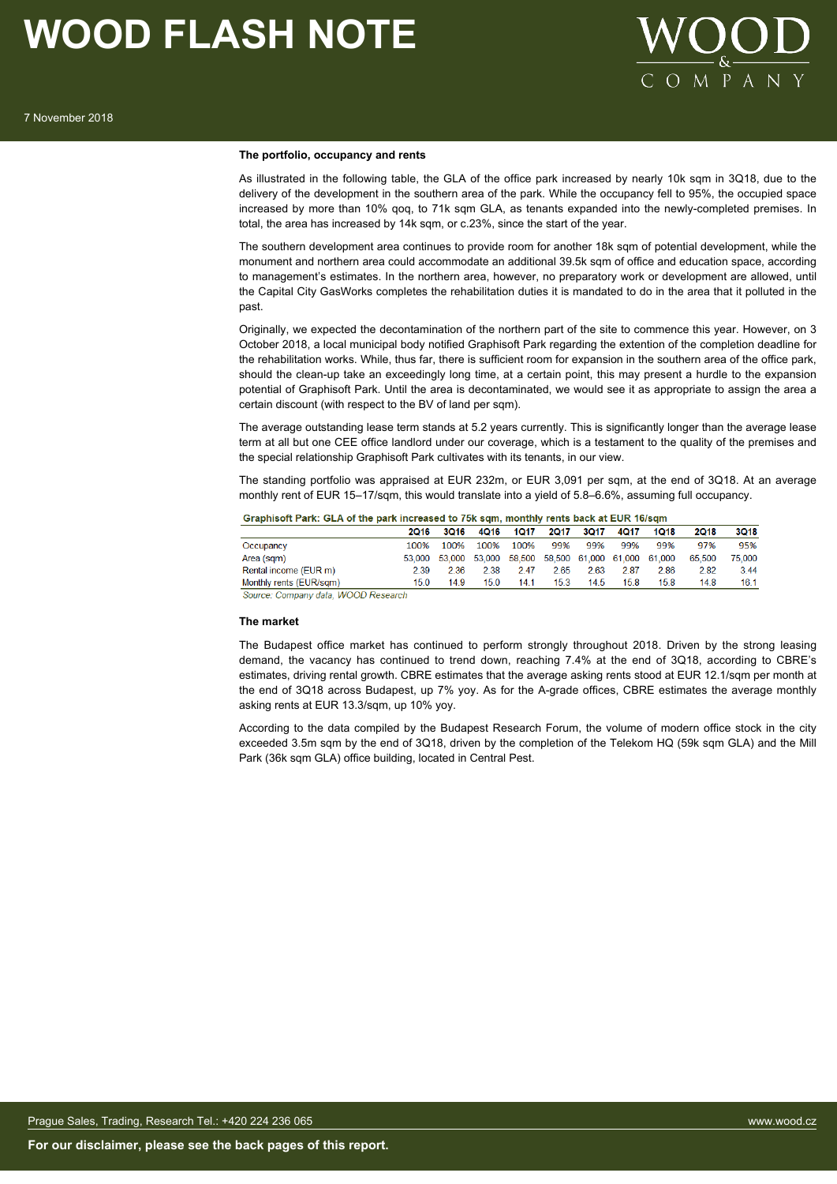### The portfolio, occupancy and rents

As illustrated in the following table, the GLA of the office park increased by nearly 10k sqm in 3Q18, due to the delivery of the development in the southern area of the park. While the occupancy fell to 95%, the occupied space increased by more than 10% qoq, to 71k sqm GLA, as tenants expanded into the newly-completed premises. In total, the area has increased by 14k sqm, or c.23%, since the start of the year.

The southern development area continues to provide room for another 18k sqm of potential development, while the monument and northern area could accommodate an additional 39.5k sqm of office and education space, according to management's estimates. In the northern area, however, no preparatory work or development are allowed, until the Capital City GasWorks completes the rehabilitation duties it is mandated to do in the area that it polluted in the past.

Originally, we expected the decontamination of the northern part of the site to commence this year. However, on 3 October 2018, a local municipal body notified Graphisoft Park regarding the extention of the completion deadline for the rehabilitation works. While, thus far, there is sufficient room for expansion in the southern area of the office park, should the clean-up take an exceedingly long time, at a certain point, this may present a hurdle to the expansion potential of Graphisoft Park. Until the area is decontaminated, we would see it as appropriate to assign the area a certain discount (with respect to the BV of land per sqm).

The average outstanding lease term stands at 5.2 years currently. This is significantly longer than the average lease term at all but one CEE office landlord under our coverage, which is a testament to the quality of the premises and the special relationship Graphisoft Park cultivates with its tenants, in our view.

The standing portfolio was appraised at EUR 232m, or EUR 3,091 per sqm, at the end of 3Q18. At an average monthly rent of EUR 15–17/sqm, this would translate into a yield of 5.8–6.6%, assuming full occupancy.

**Graphisoft Park: GLA of the park increased to 75k sqm, monthly rents back at EUR 16/sqm**

| | 2Q16 | 3Q16 | 4Q16 | 1Q17 | 2Q17 | 3Q17 | 4Q17 | 1Q18 | 2Q18 | 3Q18 |
|---|---|---|---|---|---|---|---|---|---|---|
| Occupancy | 100% | 100% | 100% | 100% | 99% | 99% | 99% | 99% | 97% | 95% |
| Area (sqm) | 53,000 | 53,000 | 53,000 | 58,500 | 58,500 | 61,000 | 61,000 | 61,000 | 65,500 | 75,000 |
| Rental income (EUR m) | 2.39 | 2.36 | 2.38 | 2.47 | 2.65 | 2.63 | 2.87 | 2.86 | 2.82 | 3.44 |
| Monthly rents (EUR/sqm) | 15.0 | 14.9 | 15.0 | 14.1 | 15.3 | 14.5 | 15.8 | 15.8 | 14.8 | 16.1 |

*Source: Company data, WOOD Research*

### The market

The Budapest office market has continued to perform strongly throughout 2018. Driven by the strong leasing demand, the vacancy has continued to trend down, reaching 7.4% at the end of 3Q18, according to CBRE's estimates, driving rental growth. CBRE estimates that the average asking rents stood at EUR 12.1/sqm per month at the end of 3Q18 across Budapest, up 7% yoy. As for the A-grade offices, CBRE estimates the average monthly asking rents at EUR 13.3/sqm, up 10% yoy.

According to the data compiled by the Budapest Research Forum, the volume of modern office stock in the city exceeded 3.5m sqm by the end of 3Q18, driven by the completion of the Telekom HQ (59k sqm GLA) and the Mill Park (36k sqm GLA) office building, located in Central Pest.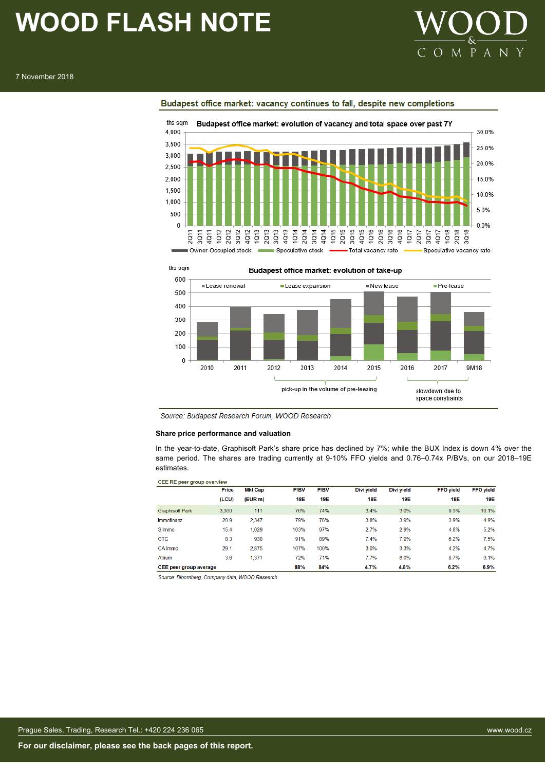### Budapest office market: vacancy continues to fall, despite new completions

Budapest office market: evolution of vacancy and total space over past 7Y

Budapest office market: evolution of take-up

*Source: Budapest Research Forum, WOOD Research*

**Share price performance and valuation**

In the year-to-date, Graphisoft Park's share price has declined by 7%; while the BUX Index is down 4% over the same period. The shares are trading currently at 9-10% FFO yields and 0.76–0.74x P/BVs, on our 2018–19E estimates.

CEE RE peer group overview

| | Price (LCU) | Mkt Cap (EUR m) | P/BV 18E | P/BV 19E | Divi yield 18E | Divi yield 19E | FFO yield 18E | FFO yield 19E |
|---|---|---|---|---|---|---|---|---|
| Graphisoft Park | 3,360 | 111 | 76% | 74% | 3.4% | 3.0% | 9.3% | 10.1% |
| Immofinanz | 20.9 | 2,347 | 79% | 76% | 3.8% | 3.9% | 3.9% | 4.9% |
| S Immo | 15.4 | 1,029 | 103% | 97% | 2.7% | 2.9% | 4.8% | 5.2% |
| GTC | 8.3 | 930 | 91% | 89% | 7.4% | 7.9% | 6.2% | 7.5% |
| CA Immo | 29.1 | 2,875 | 107% | 100% | 3.0% | 3.3% | 4.2% | 4.7% |
| Atrium | 3.6 | 1,371 | 72% | 71% | 7.7% | 8.0% | 8.7% | 9.1% |
| **CEE peer group average** | | | **88%** | **84%** | **4.7%** | **4.8%** | **6.2%** | **6.9%** |

*Source: Bloomberg, Company data, WOOD Research*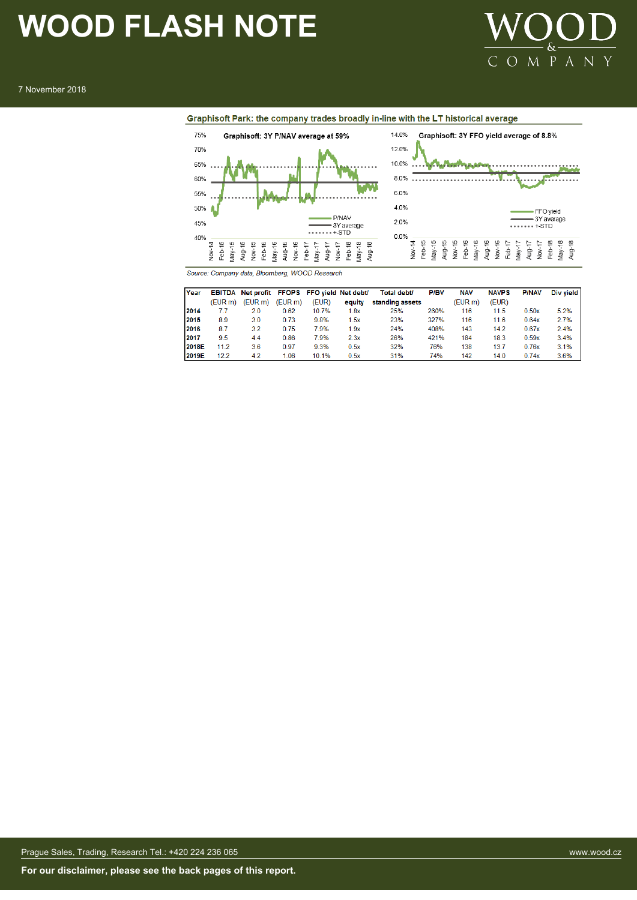**Graphisoft Park: the company trades broadly in-line with the LT historical average**

Graphisoft: 3Y P/NAV average at 59%

Graphisoft: 3Y FFO yield average of 8.8%

*Source: Company data, Bloomberg, WOOD Research*

| Year | EBITDA (EUR m) | Net profit (EUR m) | FFOPS (EUR m) | FFO yield (EUR) | Net debt/ equity | Total debt/ standing assets | P/BV | NAV (EUR m) | NAVPS (EUR) | P/NAV | Div yield |
|---|---|---|---|---|---|---|---|---|---|---|---|
| 2014 | 7.7 | 2.0 | 0.62 | 10.7% | 1.8x | 25% | 260% | 116 | 11.5 | 0.50x | 5.2% |
| 2015 | 8.9 | 3.0 | 0.73 | 9.8% | 1.5x | 23% | 327% | 116 | 11.6 | 0.64x | 2.7% |
| 2016 | 8.7 | 3.2 | 0.75 | 7.9% | 1.9x | 24% | 408% | 143 | 14.2 | 0.67x | 2.4% |
| 2017 | 9.5 | 4.4 | 0.86 | 7.9% | 2.3x | 26% | 421% | 184 | 18.3 | 0.59x | 3.4% |
| 2018E | 11.2 | 3.6 | 0.97 | 9.3% | 0.5x | 32% | 76% | 138 | 13.7 | 0.76x | 3.1% |
| 2019E | 12.2 | 4.2 | 1.06 | 10.1% | 0.5x | 31% | 74% | 142 | 14.0 | 0.74x | 3.6% |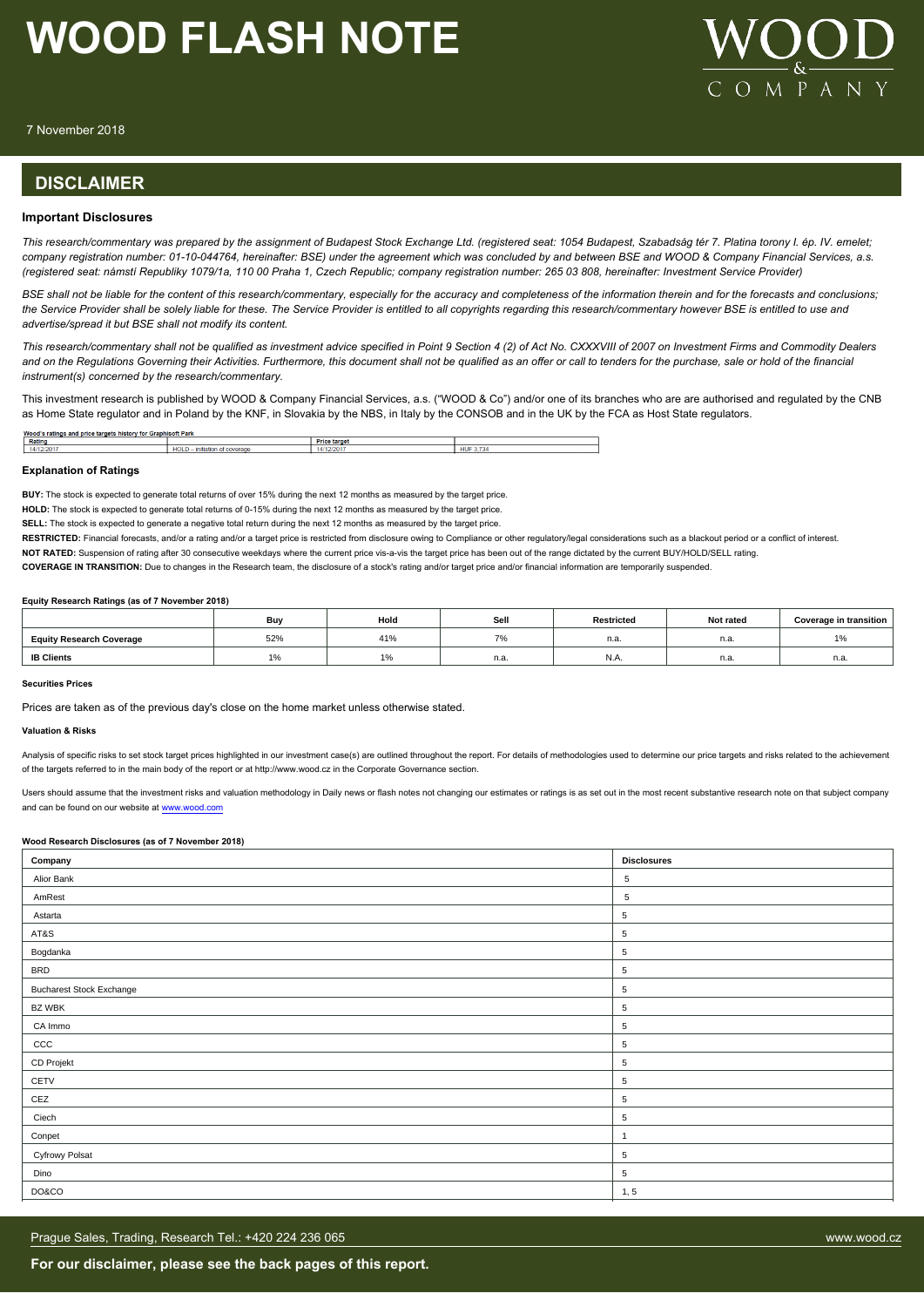## DISCLAIMER

### Important Disclosures

*This research/commentary was prepared by the assignment of Budapest Stock Exchange Ltd. (registered seat: 1054 Budapest, Szabadság tér 7. Platina torony I. ép. IV. emelet; company registration number: 01-10-044764, hereinafter: BSE) under the agreement which was concluded by and between BSE and WOOD & Company Financial Services, a.s. (registered seat: námstí Republiky 1079/1a, 110 00 Praha 1, Czech Republic; company registration number: 265 03 808, hereinafter: Investment Service Provider)*

*BSE shall not be liable for the content of this research/commentary, especially for the accuracy and completeness of the information therein and for the forecasts and conclusions; the Service Provider shall be solely liable for these. The Service Provider is entitled to all copyrights regarding this research/commentary however BSE is entitled to use and advertise/spread it but BSE shall not modify its content.*

*This research/commentary shall not be qualified as investment advice specified in Point 9 Section 4 (2) of Act No. CXXXVIII of 2007 on Investment Firms and Commodity Dealers and on the Regulations Governing their Activities. Furthermore, this document shall not be qualified as an offer or call to tenders for the purchase, sale or hold of the financial instrument(s) concerned by the research/commentary.*

This investment research is published by WOOD & Company Financial Services, a.s. ("WOOD & Co") and/or one of its branches who are are authorised and regulated by the CNB as Home State regulator and in Poland by the KNF, in Slovakia by the NBS, in Italy by the CONSOB and in the UK by the FCA as Host State regulators.

**Wood's ratings and price targets history for Graphisoft Park**

| Rating | | Price target | |
|---|---|---|---|
| 14/12/2017 | HOLD – initiation of coverage | 14/12/2017 | HUF 3,734 |

### Explanation of Ratings

**BUY:** The stock is expected to generate total returns of over 15% during the next 12 months as measured by the target price.

**HOLD:** The stock is expected to generate total returns of 0-15% during the next 12 months as measured by the target price.

**SELL:** The stock is expected to generate a negative total return during the next 12 months as measured by the target price.

**RESTRICTED:** Financial forecasts, and/or a rating and/or a target price is restricted from disclosure owing to Compliance or other regulatory/legal considerations such as a blackout period or a conflict of interest.

**NOT RATED:** Suspension of rating after 30 consecutive weekdays where the current price vis-a-vis the target price has been out of the range dictated by the current BUY/HOLD/SELL rating.

**COVERAGE IN TRANSITION:** Due to changes in the Research team, the disclosure of a stock's rating and/or target price and/or financial information are temporarily suspended.

**Equity Research Ratings (as of 7 November 2018)**

| | Buy | Hold | Sell | Restricted | Not rated | Coverage in transition |
|---|---|---|---|---|---|---|
| **Equity Research Coverage** | 52% | 41% | 7% | n.a. | n.a. | 1% |
| **IB Clients** | 1% | 1% | n.a. | N.A. | n.a. | n.a. |

**Securities Prices**

Prices are taken as of the previous day's close on the home market unless otherwise stated.

**Valuation & Risks**

Analysis of specific risks to set stock target prices highlighted in our investment case(s) are outlined throughout the report. For details of methodologies used to determine our price targets and risks related to the achievement of the targets referred to in the main body of the report or at http://www.wood.cz in the Corporate Governance section.

Users should assume that the investment risks and valuation methodology in Daily news or flash notes not changing our estimates or ratings is as set out in the most recent substantive research note on that subject company and can be found on our website at www.wood.com

**Wood Research Disclosures (as of 7 November 2018)**

| Company | Disclosures |
|---|---|
| Alior Bank | 5 |
| AmRest | 5 |
| Astarta | 5 |
| AT&S | 5 |
| Bogdanka | 5 |
| BRD | 5 |
| Bucharest Stock Exchange | 5 |
| BZ WBK | 5 |
| CA Immo | 5 |
| CCC | 5 |
| CD Projekt | 5 |
| CETV | 5 |
| CEZ | 5 |
| Ciech | 5 |
| Conpet | 1 |
| Cyfrowy Polsat | 5 |
| Dino | 5 |
| DO&CO | 1, 5 |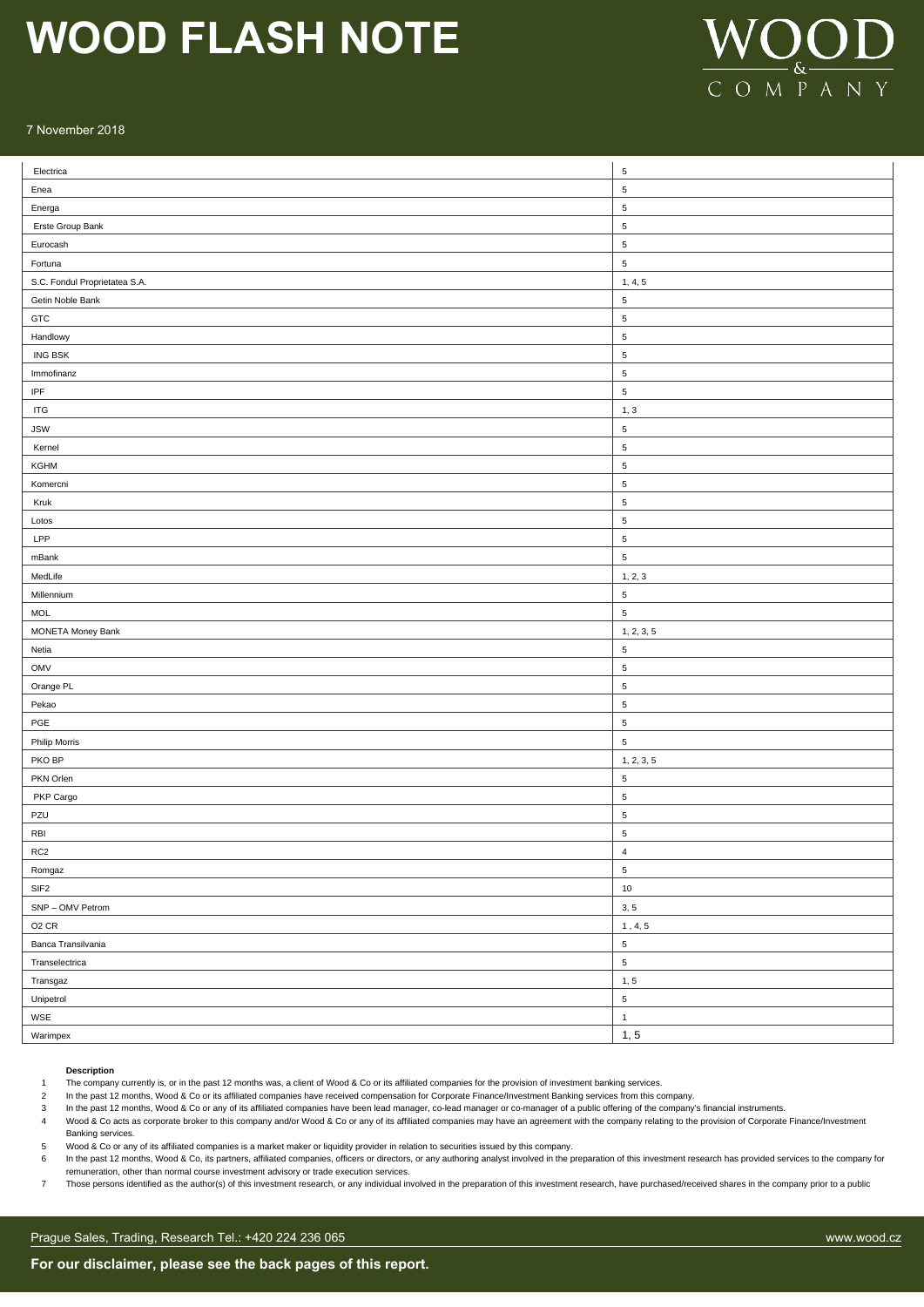| | |
|---|---|
| Electrica | 5 |
| Enea | 5 |
| Energa | 5 |
| Erste Group Bank | 5 |
| Eurocash | 5 |
| Fortuna | 5 |
| S.C. Fondul Proprietatea S.A. | 1, 4, 5 |
| Getin Noble Bank | 5 |
| GTC | 5 |
| Handlowy | 5 |
| ING BSK | 5 |
| Immofinanz | 5 |
| IPF | 5 |
| ITG | 1, 3 |
| JSW | 5 |
| Kernel | 5 |
| KGHM | 5 |
| Komercni | 5 |
| Kruk | 5 |
| Lotos | 5 |
| LPP | 5 |
| mBank | 5 |
| MedLife | 1, 2, 3 |
| Millennium | 5 |
| MOL | 5 |
| MONETA Money Bank | 1, 2, 3, 5 |
| Netia | 5 |
| OMV | 5 |
| Orange PL | 5 |
| Pekao | 5 |
| PGE | 5 |
| Philip Morris | 5 |
| PKO BP | 1, 2, 3, 5 |
| PKN Orlen | 5 |
| PKP Cargo | 5 |
| PZU | 5 |
| RBI | 5 |
| RC2 | 4 |
| Romgaz | 5 |
| SIF2 | 10 |
| SNP – OMV Petrom | 3, 5 |
| O2 CR | 1 , 4, 5 |
| Banca Transilvania | 5 |
| Transelectrica | 5 |
| Transgaz | 1, 5 |
| Unipetrol | 5 |
| WSE | 1 |
| Warimpex | 1, 5 |

**Description**

1. The company currently is, or in the past 12 months was, a client of Wood & Co or its affiliated companies for the provision of investment banking services.
2. In the past 12 months, Wood & Co or its affiliated companies have received compensation for Corporate Finance/Investment Banking services from this company.
3. In the past 12 months, Wood & Co or any of its affiliated companies have been lead manager, co-lead manager or co-manager of a public offering of the company's financial instruments.
4. Wood & Co acts as corporate broker to this company and/or Wood & Co or any of its affiliated companies may have an agreement with the company relating to the provision of Corporate Finance/Investment Banking services.
5. Wood & Co or any of its affiliated companies is a market maker or liquidity provider in relation to securities issued by this company.
6. In the past 12 months, Wood & Co, its partners, affiliated companies, officers or directors, or any authoring analyst involved in the preparation of this investment research has provided services to the company for remuneration, other than normal course investment advisory or trade execution services.
7. Those persons identified as the author(s) of this investment research, or any individual involved in the preparation of this investment research, have purchased/received shares in the company prior to a public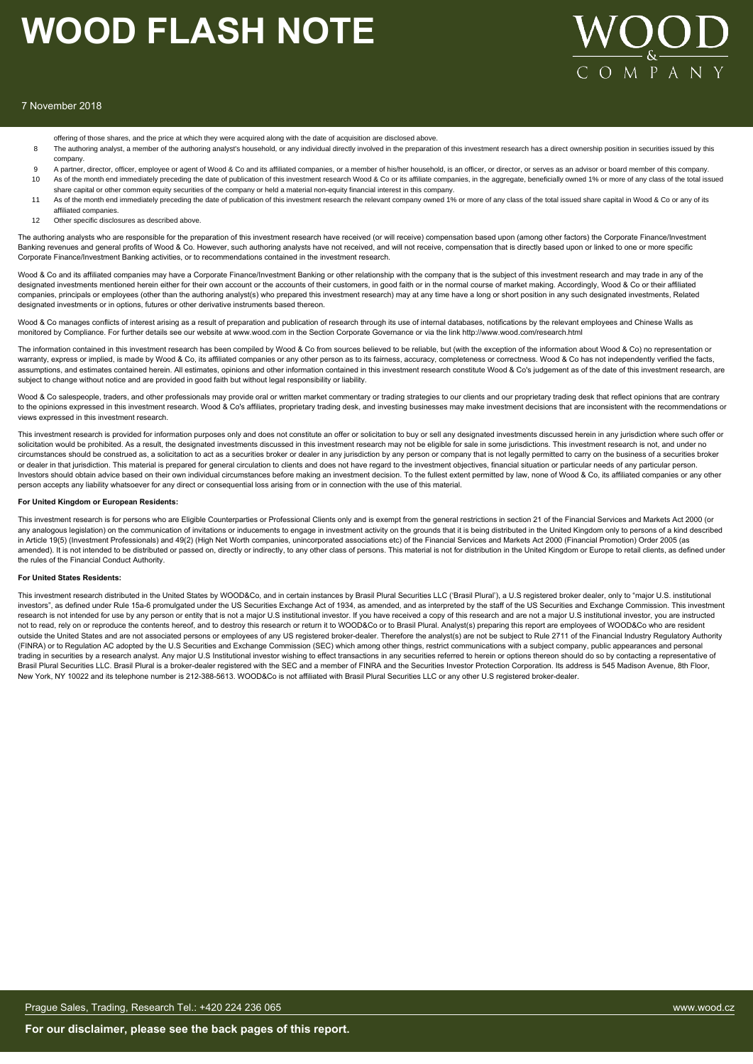offering of those shares, and the price at which they were acquired along with the date of acquisition are disclosed above.

8. The authoring analyst, a member of the authoring analyst's household, or any individual directly involved in the preparation of this investment research has a direct ownership position in securities issued by this company.
9. A partner, director, officer, employee or agent of Wood & Co and its affiliated companies, or a member of his/her household, is an officer, or director, or serves as an advisor or board member of this company.
10. As of the month end immediately preceding the date of publication of this investment research Wood & Co or its affiliate companies, in the aggregate, beneficially owned 1% or more of any class of the total issued share capital or other common equity securities of the company or held a material non-equity financial interest in this company.
11. As of the month end immediately preceding the date of publication of this investment research the relevant company owned 1% or more of any class of the total issued share capital in Wood & Co or any of its affiliated companies.
12. Other specific disclosures as described above.

The authoring analysts who are responsible for the preparation of this investment research have received (or will receive) compensation based upon (among other factors) the Corporate Finance/Investment Banking revenues and general profits of Wood & Co. However, such authoring analysts have not received, and will not receive, compensation that is directly based upon or linked to one or more specific Corporate Finance/Investment Banking activities, or to recommendations contained in the investment research.

Wood & Co and its affiliated companies may have a Corporate Finance/Investment Banking or other relationship with the company that is the subject of this investment research and may trade in any of the designated investments mentioned herein either for their own account or the accounts of their customers, in good faith or in the normal course of market making. Accordingly, Wood & Co or their affiliated companies, principals or employees (other than the authoring analyst(s) who prepared this investment research) may at any time have a long or short position in any such designated investments, Related designated investments or in options, futures or other derivative instruments based thereon.

Wood & Co manages conflicts of interest arising as a result of preparation and publication of research through its use of internal databases, notifications by the relevant employees and Chinese Walls as monitored by Compliance. For further details see our website at www.wood.com in the Section Corporate Governance or via the link http://www.wood.com/research.html

The information contained in this investment research has been compiled by Wood & Co from sources believed to be reliable, but (with the exception of the information about Wood & Co) no representation or warranty, express or implied, is made by Wood & Co, its affiliated companies or any other person as to its fairness, accuracy, completeness or correctness. Wood & Co has not independently verified the facts, assumptions, and estimates contained herein. All estimates, opinions and other information contained in this investment research constitute Wood & Co's judgement as of the date of this investment research, are subject to change without notice and are provided in good faith but without legal responsibility or liability.

Wood & Co salespeople, traders, and other professionals may provide oral or written market commentary or trading strategies to our clients and our proprietary trading desk that reflect opinions that are contrary to the opinions expressed in this investment research. Wood & Co's affiliates, proprietary trading desk, and investing businesses may make investment decisions that are inconsistent with the recommendations or views expressed in this investment research.

This investment research is provided for information purposes only and does not constitute an offer or solicitation to buy or sell any designated investments discussed herein in any jurisdiction where such offer or solicitation would be prohibited. As a result, the designated investments discussed in this investment research may not be eligible for sale in some jurisdictions. This investment research is not, and under no circumstances should be construed as, a solicitation to act as a securities broker or dealer in any jurisdiction by any person or company that is not legally permitted to carry on the business of a securities broker or dealer in that jurisdiction. This material is prepared for general circulation to clients and does not have regard to the investment objectives, financial situation or particular needs of any particular person. Investors should obtain advice based on their own individual circumstances before making an investment decision. To the fullest extent permitted by law, none of Wood & Co, its affiliated companies or any other person accepts any liability whatsoever for any direct or consequential loss arising from or in connection with the use of this material.

**For United Kingdom or European Residents:**

This investment research is for persons who are Eligible Counterparties or Professional Clients only and is exempt from the general restrictions in section 21 of the Financial Services and Markets Act 2000 (or any analogous legislation) on the communication of invitations or inducements to engage in investment activity on the grounds that it is being distributed in the United Kingdom only to persons of a kind described in Article 19(5) (Investment Professionals) and 49(2) (High Net Worth companies, unincorporated associations etc) of the Financial Services and Markets Act 2000 (Financial Promotion) Order 2005 (as amended). It is not intended to be distributed or passed on, directly or indirectly, to any other class of persons. This material is not for distribution in the United Kingdom or Europe to retail clients, as defined under the rules of the Financial Conduct Authority.

**For United States Residents:**

This investment research distributed in the United States by WOOD&Co, and in certain instances by Brasil Plural Securities LLC ('Brasil Plural'), a U.S registered broker dealer, only to "major U.S. institutional investors", as defined under Rule 15a-6 promulgated under the US Securities Exchange Act of 1934, as amended, and as interpreted by the staff of the US Securities and Exchange Commission. This investment research is not intended for use by any person or entity that is not a major U.S institutional investor. If you have received a copy of this research and are not a major U.S institutional investor, you are instructed not to read, rely on or reproduce the contents hereof, and to destroy this research or return it to WOOD&Co or to Brasil Plural. Analyst(s) preparing this report are employees of WOOD&Co who are resident outside the United States and are not associated persons or employees of any US registered broker-dealer. Therefore the analyst(s) are not be subject to Rule 2711 of the Financial Industry Regulatory Authority (FINRA) or to Regulation AC adopted by the U.S Securities and Exchange Commission (SEC) which among other things, restrict communications with a subject company, public appearances and personal trading in securities by a research analyst. Any major U.S Institutional investor wishing to effect transactions in any securities referred to herein or options thereon should do so by contacting a representative of Brasil Plural Securities LLC. Brasil Plural is a broker-dealer registered with the SEC and a member of FINRA and the Securities Investor Protection Corporation. Its address is 545 Madison Avenue, 8th Floor, New York, NY 10022 and its telephone number is 212-388-5613. WOOD&Co is not affiliated with Brasil Plural Securities LLC or any other U.S registered broker-dealer.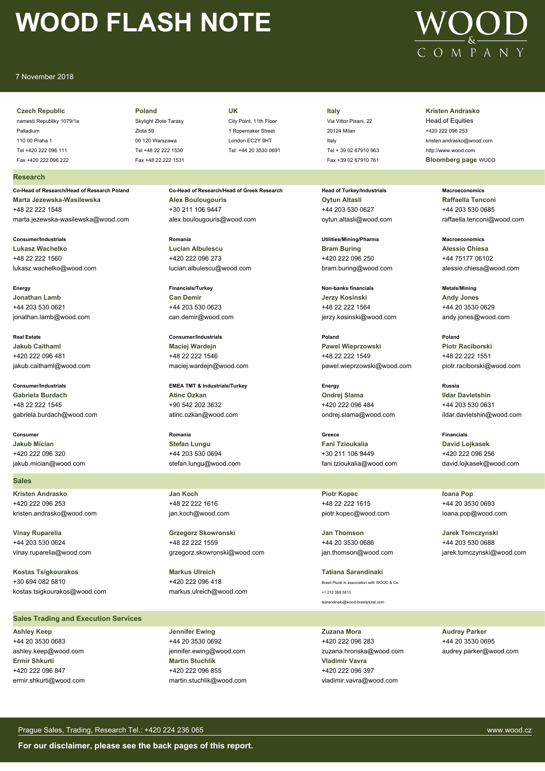# WOOD FLASH NOTE

7 November 2018

**Czech Republic**
namesti Republiky 1079/1a
Palladium
110 00 Praha 1
Tel +420 222 096 111
Fax +420 222 096 222

**Poland**
Skylight Zlote Tarasy
Zlota 59
00 120 Warszawa
Tel +48 22 222 1530
Fax +48 22 222 1531

**UK**
City Point, 11th Floor
1 Ropemaker Street
London EC2Y 9HT
Tel: +44 20 3530 0691

**Italy**
Via Vittor Pisani, 22
20124 Milan
Italy
Tel + 39 02 67910 963
Fax +39 02 67910 761

**Kristen Andrasko**
Head of Equities
+420 222 096 253
kristen.andrasko@wood.com
http://www.wood.com
**Bloomberg page** WUCO

## Research

**Co-Head of Research/Head of Research Poland**
**Marta Jezewska-Wasilewska**
+48 22 222 1548
marta.jezewska-wasilewska@wood.com

**Co-Head of Research/Head of Greek Research**
**Alex Boulougouris**
+30 211 106 9447
alex.boulougouris@wood.com

**Head of Turkey/Industrials**
**Oytun Altasli**
+44 203 530 0627
oytun.altasli@wood.com

**Macroeconomics**
**Raffaella Tenconi**
+44 203 530 0685
raffaella.tenconi@wood.com

**Consumer/Industrials**
**Lukasz Wachelko**
+48 22 222 1560
lukasz.wachelko@wood.com

**Romania**
**Lucian Albulescu**
+420 222 096 273
lucian.albulescu@wood.com

**Utilities/Mining/Pharma**
**Bram Buring**
+420 222 096 250
bram.buring@wood.com

**Macroeconomics**
**Alessio Chiesa**
+44 75177 06102
alessio.chiesa@wood.com

**Energy**
**Jonathan Lamb**
+44 203 530 0621
jonathan.lamb@wood.com

**Financials/Turkey**
**Can Demir**
+44 203 530 0623
can.demir@wood.com

**Non-banks financials**
**Jerzy Kosinski**
+48 22 222 1564
jerzy.kosinski@wood.com

**Metals/Mining**
**Andy Jones**
+44 20 3530 0629
andy.jones@wood.com

**Real Estate**
**Jakub Caithaml**
+420 222 096 481
jakub.caithaml@wood.com

**Consumer/Industrials**
**Maciej Wardejn**
+48 22 222 1546
maciej.wardejn@wood.com

**Poland**
**Pawel Wieprzowski**
+48 22 222 1549
pawel.wieprzowski@wood.com

**Poland**
**Piotr Raciborski**
+48 22 222 1551
piotr.raciborski@wood.com

**Consumer/Industrials**
**Gabriela Burdach**
+48 22 222 1545
gabriela.burdach@wood.com

**EMEA TMT & Industrials/Turkey**
**Atinc Ozkan**
+90 542 202 3632
atinc.ozkan@wood.com

**Energy**
**Ondrej Slama**
+420 222 096 484
ondrej.slama@wood.com

**Russia**
**Ildar Davletshin**
+44 203 530 0631
ildar.davletshin@wood.com

**Consumer**
**Jakub Mician**
+420 222 096 320
jakub.mician@wood.com

**Romania**
**Stefan Lungu**
+44 203 530 0694
stefan.lungu@wood.com

**Greece**
**Fani Tzioukalia**
+30 211 106 9449
fani.tzioukalia@wood.com

**Financials**
**David Lojkasek**
+420 222 096 256
david.lojkasek@wood.com

## Sales

**Kristen Andrasko**
+420 222 096 253
kristen.andrasko@wood.com

**Jan Koch**
+48 22 222 1616
jan.koch@wood.com

**Piotr Kopec**
+48 22 222 1615
piotr.kopec@wood.com

**Ioana Pop**
+44 20 3530 0693
ioana.pop@wood.com

**Vinay Ruparelia**
+44 203 530 0624
vinay.ruparelia@wood.com

**Grzegorz Skowronski**
+48 22 222 1559
grzegorz.skowronski@wood.com

**Jan Thomson**
+44 20 3530 0686
jan.thomson@wood.com

**Jarek Tomczynski**
+44 203 530 0688
jarek.tomczynski@wood.com

**Kostas Tsigkourakos**
+30 694 082 5810
kostas.tsigkourakos@wood.com

**Markus Ulreich**
+420 222 096 418
markus.ulreich@wood.com

**Tatiana Sarandinaki**
Brasil Plural in association with WOOD & Co.
+1 212 388 5613
tsarandinaki@wood-brasilplural.com

## Sales Trading and Execution Services

**Ashley Keep**
+44 20 3530 0683
ashley.keep@wood.com

**Ermir Shkurti**
+420 222 096 847
ermir.shkurti@wood.com

**Jennifer Ewing**
+44 20 3530 0692
jennifer.ewing@wood.com

**Martin Stuchlik**
+420 222 096 855
martin.stuchlik@wood.com

**Zuzana Mora**
+420 222 096 283
zuzana.hronska@wood.com

**Vladimir Vavra**
+420 222 096 397
vladimir.vavra@wood.com

**Audrey Parker**
+44 20 3530 0695
audrey.parker@wood.com

Prague Sales, Trading, Research Tel.: +420 224 236 065 — www.wood.cz

**For our disclaimer, please see the back pages of this report.**